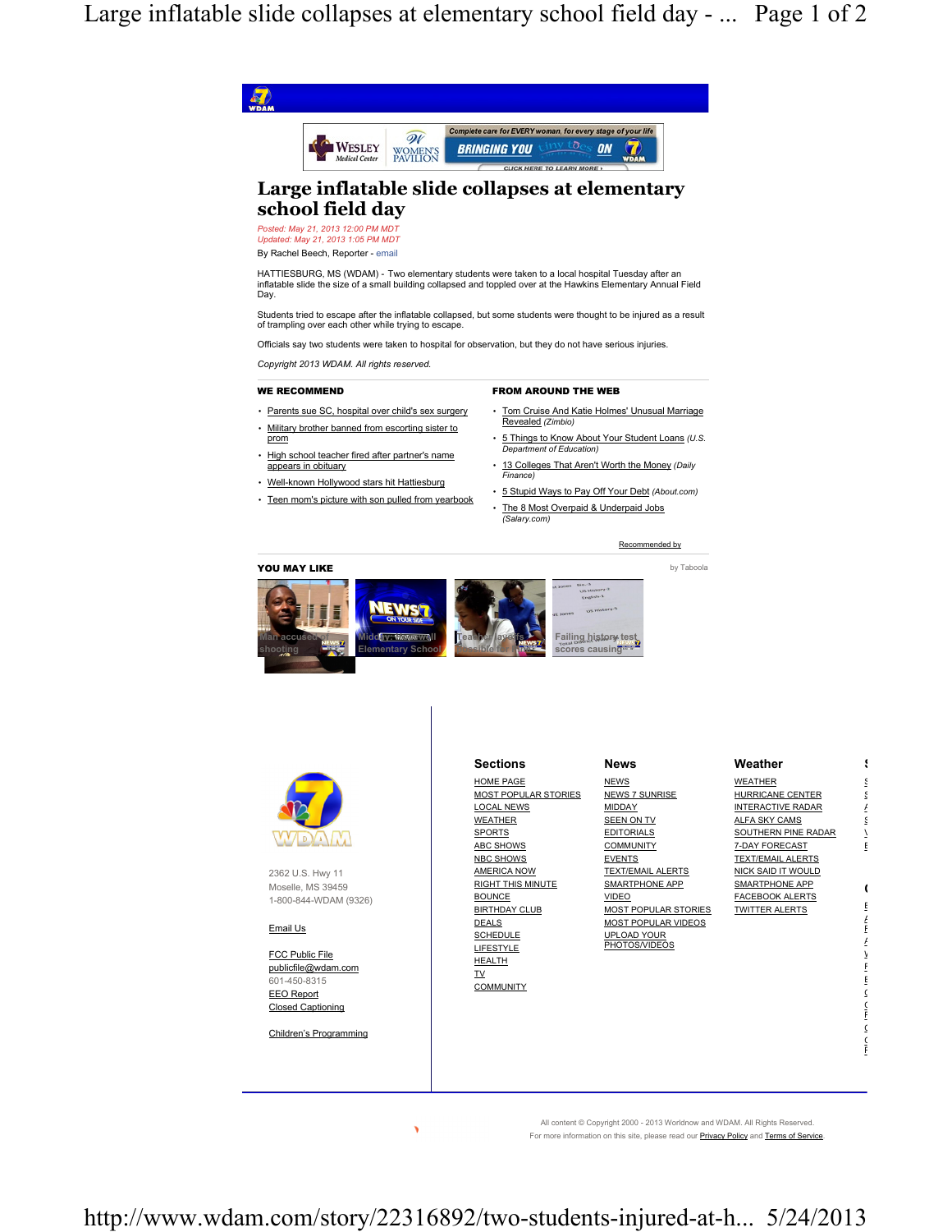# Large inflatable slide collapses at elementary school field day

*Posted: May 21, 2013 12:00 PM MDT*
*Updated: May 21, 2013 1:05 PM MDT*

By Rachel Beech, Reporter - email

HATTIESBURG, MS (WDAM) - Two elementary students were taken to a local hospital Tuesday after an inflatable slide the size of a small building collapsed and toppled over at the Hawkins Elementary Annual Field Day.

Students tried to escape after the inflatable collapsed, but some students were thought to be injured as a result of trampling over each other while trying to escape.

Officials say two students were taken to hospital for observation, but they do not have serious injuries.

*Copyright 2013 WDAM. All rights reserved.*

**WE RECOMMEND**

- Parents sue SC, hospital over child's sex surgery
- Military brother banned from escorting sister to prom
- High school teacher fired after partner's name appears in obituary
- Well-known Hollywood stars hit Hattiesburg
- Teen mom's picture with son pulled from yearbook

**FROM AROUND THE WEB**

- Tom Cruise And Katie Holmes' Unusual Marriage Revealed *(Zimbio)*
- 5 Things to Know About Your Student Loans *(U.S. Department of Education)*
- 13 Colleges That Aren't Worth the Money *(Daily Finance)*
- 5 Stupid Ways to Pay Off Your Debt *(About.com)*
- The 8 Most Overpaid & Underpaid Jobs *(Salary.com)*

Recommended by

**YOU MAY LIKE** by Taboola

- Man accused of shooting
- Middle... Elementary School
- Teacher... 
- Failing history test scores causing...

2362 U.S. Hwy 11
Moselle, MS 39459
1-800-844-WDAM (9326)

Email Us

FCC Public File
publicfile@wdam.com
601-450-8315
EEO Report
Closed Captioning

Children's Programming

**Sections**

- HOME PAGE
- MOST POPULAR STORIES
- LOCAL NEWS
- WEATHER
- SPORTS
- ABC SHOWS
- NBC SHOWS
- AMERICA NOW
- RIGHT THIS MINUTE
- BOUNCE
- BIRTHDAY CLUB
- DEALS
- SCHEDULE
- LIFESTYLE
- HEALTH
- TV
- COMMUNITY

**News**

- NEWS
- NEWS 7 SUNRISE
- MIDDAY
- SEEN ON TV
- EDITORIALS
- COMMUNITY
- EVENTS
- TEXT/EMAIL ALERTS
- SMARTPHONE APP
- VIDEO
- MOST POPULAR STORIES
- MOST POPULAR VIDEOS
- UPLOAD YOUR PHOTOS/VIDEOS

**Weather**

- WEATHER
- HURRICANE CENTER
- INTERACTIVE RADAR
- ALFA SKY CAMS
- SOUTHERN PINE RADAR
- 7-DAY FORECAST
- TEXT/EMAIL ALERTS
- NICK SAID IT WOULD
- SMARTPHONE APP
- FACEBOOK ALERTS
- TWITTER ALERTS

All content © Copyright 2000 - 2013 Worldnow and WDAM. All Rights Reserved.
For more information on this site, please read our Privacy Policy and Terms of Service.